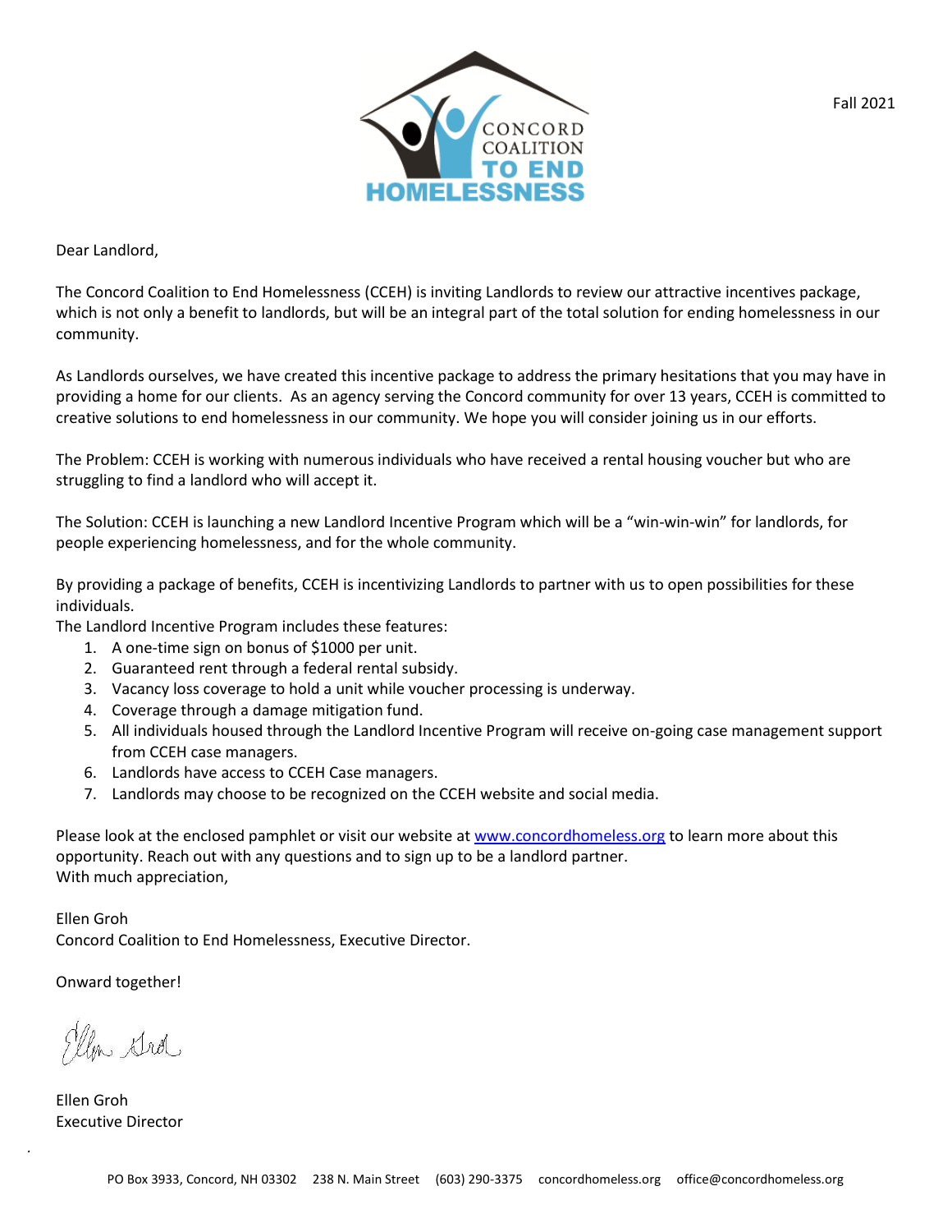Fall 2021

Dear Landlord,

The Concord Coalition to End Homelessness (CCEH) is inviting Landlords to review our attractive incentives package, which is not only a benefit to landlords, but will be an integral part of the total solution for ending homelessness in our community.

As Landlords ourselves, we have created this incentive package to address the primary hesitations that you may have in providing a home for our clients. As an agency serving the Concord community for over 13 years, CCEH is committed to creative solutions to end homelessness in our community. We hope you will consider joining us in our efforts.

The Problem: CCEH is working with numerous individuals who have received a rental housing voucher but who are struggling to find a landlord who will accept it.

The Solution: CCEH is launching a new Landlord Incentive Program which will be a "win-win-win" for landlords, for people experiencing homelessness, and for the whole community.

By providing a package of benefits, CCEH is incentivizing Landlords to partner with us to open possibilities for these individuals.

The Landlord Incentive Program includes these features:

1. A one-time sign on bonus of $1000 per unit.
2. Guaranteed rent through a federal rental subsidy.
3. Vacancy loss coverage to hold a unit while voucher processing is underway.
4. Coverage through a damage mitigation fund.
5. All individuals housed through the Landlord Incentive Program will receive on-going case management support from CCEH case managers.
6. Landlords have access to CCEH Case managers.
7. Landlords may choose to be recognized on the CCEH website and social media.

Please look at the enclosed pamphlet or visit our website at [www.concordhomeless.org](http://www.concordhomeless.org) to learn more about this opportunity. Reach out with any questions and to sign up to be a landlord partner.

With much appreciation,

Ellen Groh
Concord Coalition to End Homelessness, Executive Director.

Onward together!

Ellen Groh
Executive Director

PO Box 3933, Concord, NH 03302 238 N. Main Street (603) 290-3375 concordhomeless.org office@concordhomeless.org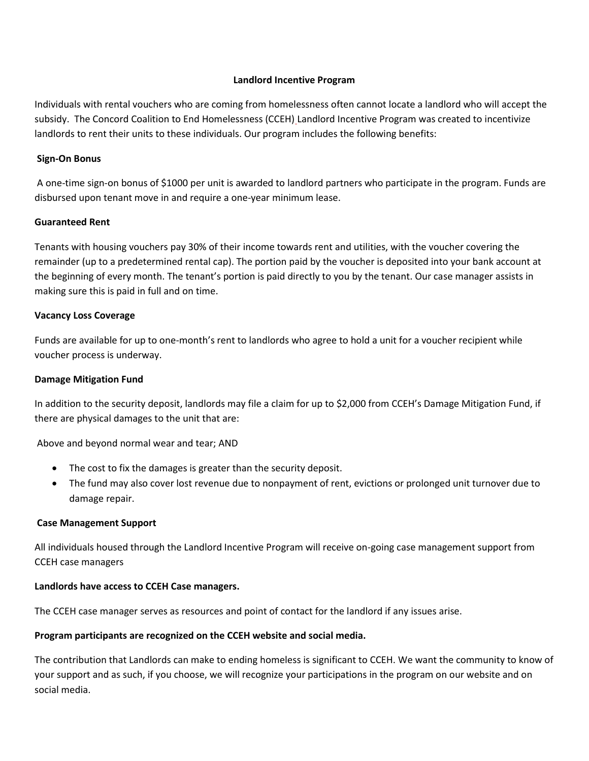**Landlord Incentive Program**

Individuals with rental vouchers who are coming from homelessness often cannot locate a landlord who will accept the subsidy. The Concord Coalition to End Homelessness (CCEH) Landlord Incentive Program was created to incentivize landlords to rent their units to these individuals. Our program includes the following benefits:

**Sign-On Bonus**

A one-time sign-on bonus of $1000 per unit is awarded to landlord partners who participate in the program. Funds are disbursed upon tenant move in and require a one-year minimum lease.

**Guaranteed Rent**

Tenants with housing vouchers pay 30% of their income towards rent and utilities, with the voucher covering the remainder (up to a predetermined rental cap). The portion paid by the voucher is deposited into your bank account at the beginning of every month. The tenant's portion is paid directly to you by the tenant. Our case manager assists in making sure this is paid in full and on time.

**Vacancy Loss Coverage**

Funds are available for up to one-month's rent to landlords who agree to hold a unit for a voucher recipient while voucher process is underway.

**Damage Mitigation Fund**

In addition to the security deposit, landlords may file a claim for up to $2,000 from CCEH's Damage Mitigation Fund, if there are physical damages to the unit that are:

Above and beyond normal wear and tear; AND

- The cost to fix the damages is greater than the security deposit.
- The fund may also cover lost revenue due to nonpayment of rent, evictions or prolonged unit turnover due to damage repair.

**Case Management Support**

All individuals housed through the Landlord Incentive Program will receive on-going case management support from CCEH case managers

**Landlords have access to CCEH Case managers.**

The CCEH case manager serves as resources and point of contact for the landlord if any issues arise.

**Program participants are recognized on the CCEH website and social media.**

The contribution that Landlords can make to ending homeless is significant to CCEH. We want the community to know of your support and as such, if you choose, we will recognize your participations in the program on our website and on social media.